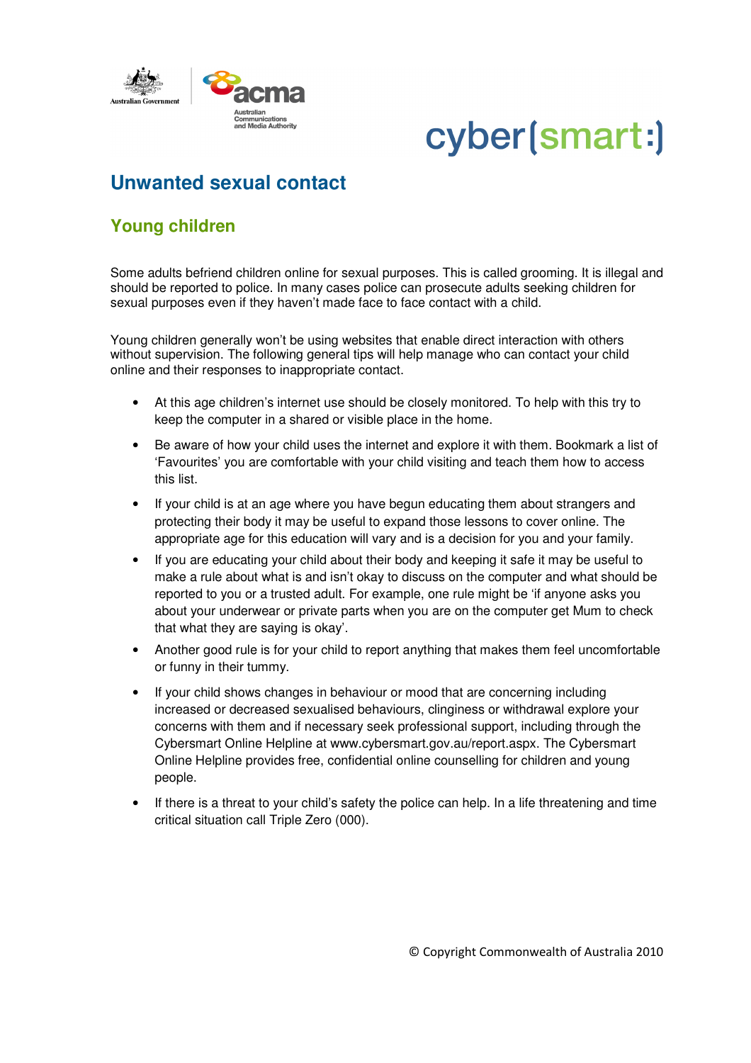# Unwanted sexual contact

## Young children

Some adults befriend children online for sexual purposes. This is called grooming. It is illegal and should be reported to police. In many cases police can prosecute adults seeking children for sexual purposes even if they haven't made face to face contact with a child.

Young children generally won't be using websites that enable direct interaction with others without supervision. The following general tips will help manage who can contact your child online and their responses to inappropriate contact.

- At this age children's internet use should be closely monitored. To help with this try to keep the computer in a shared or visible place in the home.
- Be aware of how your child uses the internet and explore it with them. Bookmark a list of 'Favourites' you are comfortable with your child visiting and teach them how to access this list.
- If your child is at an age where you have begun educating them about strangers and protecting their body it may be useful to expand those lessons to cover online. The appropriate age for this education will vary and is a decision for you and your family.
- If you are educating your child about their body and keeping it safe it may be useful to make a rule about what is and isn't okay to discuss on the computer and what should be reported to you or a trusted adult. For example, one rule might be 'if anyone asks you about your underwear or private parts when you are on the computer get Mum to check that what they are saying is okay'.
- Another good rule is for your child to report anything that makes them feel uncomfortable or funny in their tummy.
- If your child shows changes in behaviour or mood that are concerning including increased or decreased sexualised behaviours, clinginess or withdrawal explore your concerns with them and if necessary seek professional support, including through the Cybersmart Online Helpline at www.cybersmart.gov.au/report.aspx. The Cybersmart Online Helpline provides free, confidential online counselling for children and young people.
- If there is a threat to your child's safety the police can help. In a life threatening and time critical situation call Triple Zero (000).

© Copyright Commonwealth of Australia 2010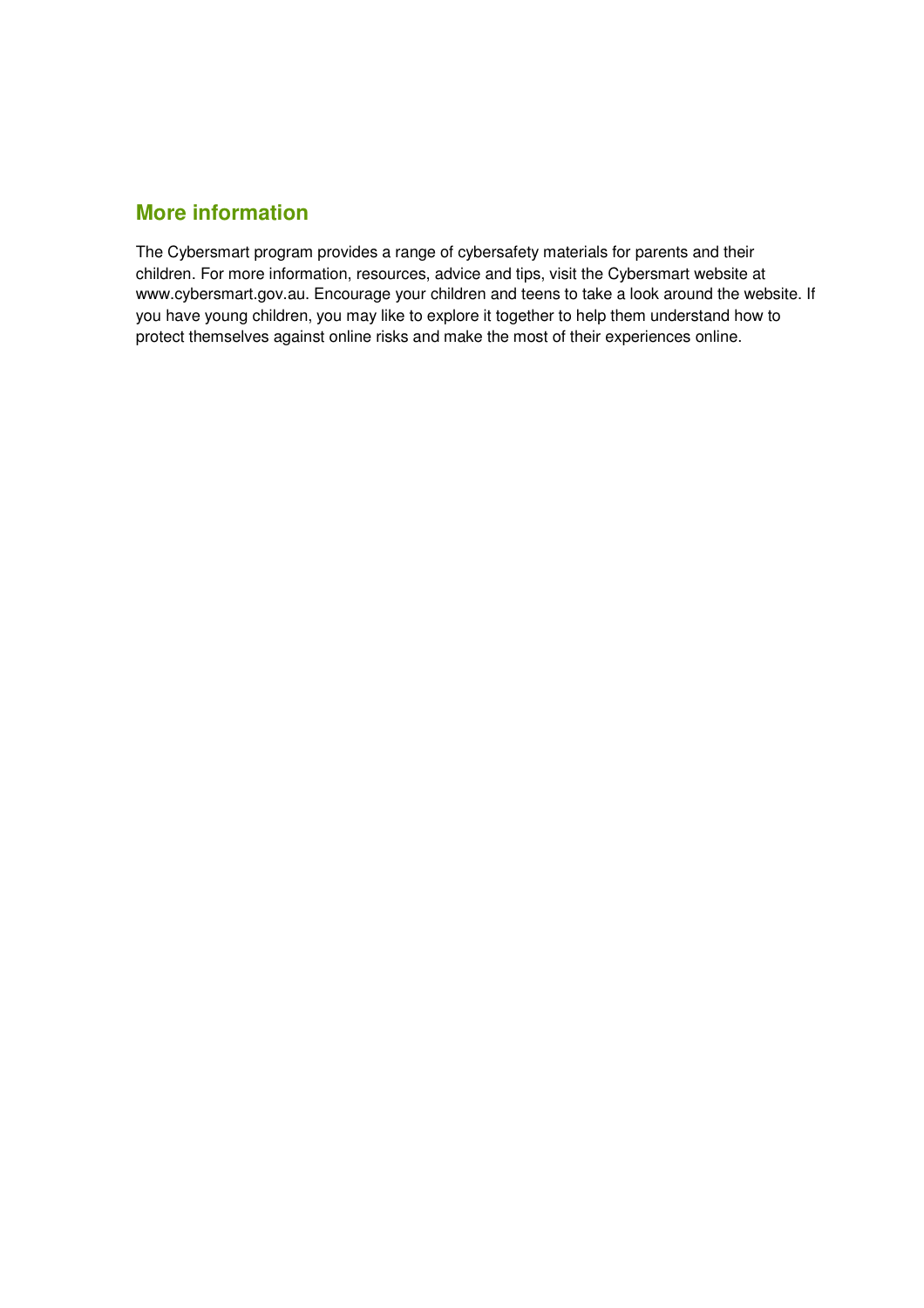## More information

The Cybersmart program provides a range of cybersafety materials for parents and their children. For more information, resources, advice and tips, visit the Cybersmart website at www.cybersmart.gov.au. Encourage your children and teens to take a look around the website. If you have young children, you may like to explore it together to help them understand how to protect themselves against online risks and make the most of their experiences online.